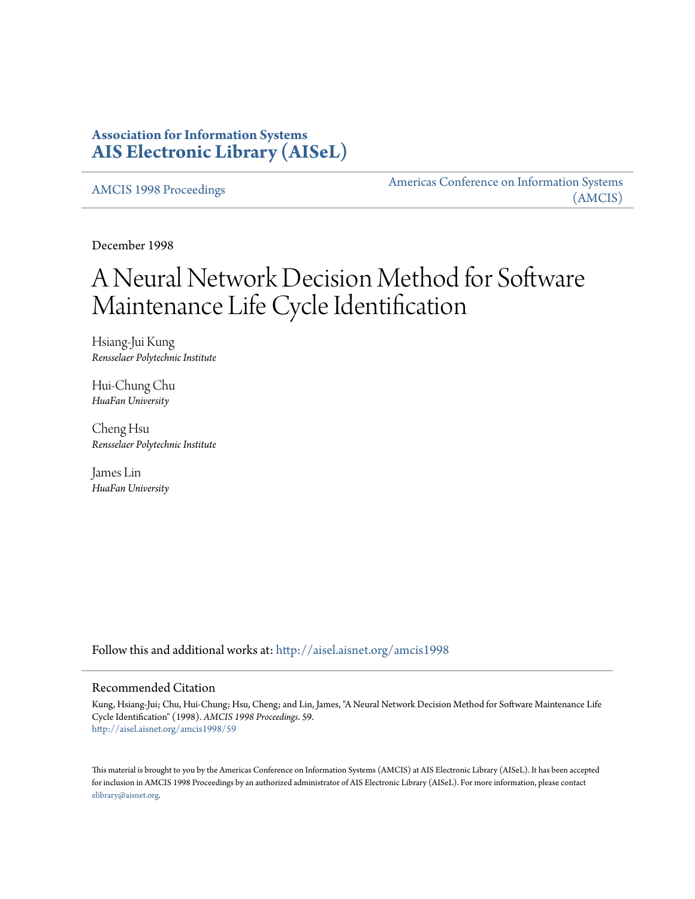**Association for Information Systems**
**[AIS Electronic Library (AISeL)](http://aisel.aisnet.org)**

[AMCIS 1998 Proceedings](http://aisel.aisnet.org/amcis1998)

[Americas Conference on Information Systems (AMCIS)](http://aisel.aisnet.org/amcis)

December 1998

# A Neural Network Decision Method for Software Maintenance Life Cycle Identification

Hsiang-Jui Kung
*Rensselaer Polytechnic Institute*

Hui-Chung Chu
*HuaFan University*

Cheng Hsu
*Rensselaer Polytechnic Institute*

James Lin
*HuaFan University*

Follow this and additional works at: http://aisel.aisnet.org/amcis1998

## Recommended Citation

Kung, Hsiang-Jui; Chu, Hui-Chung; Hsu, Cheng; and Lin, James, "A Neural Network Decision Method for Software Maintenance Life Cycle Identification" (1998). *AMCIS 1998 Proceedings*. 59.
http://aisel.aisnet.org/amcis1998/59

This material is brought to you by the Americas Conference on Information Systems (AMCIS) at AIS Electronic Library (AISeL). It has been accepted for inclusion in AMCIS 1998 Proceedings by an authorized administrator of AIS Electronic Library (AISeL). For more information, please contact elibrary@aisnet.org.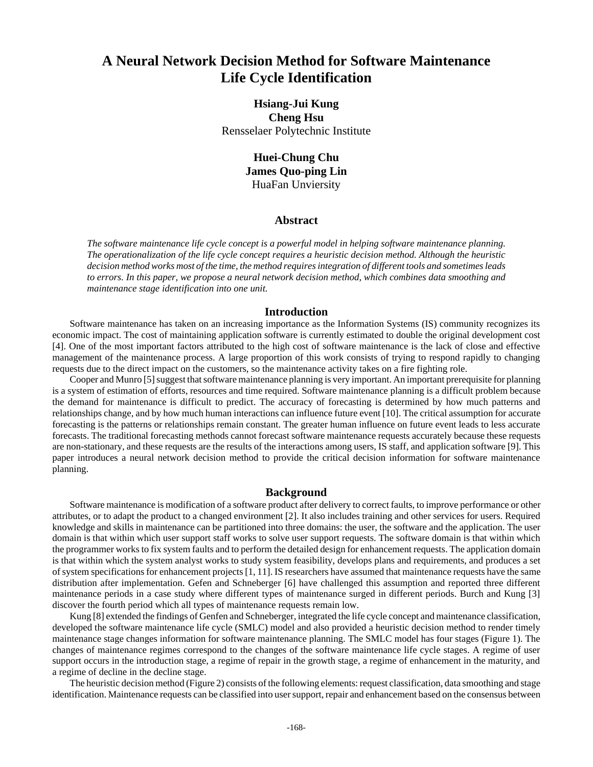# A Neural Network Decision Method for Software Maintenance Life Cycle Identification

**Hsiang-Jui Kung**
**Cheng Hsu**
Rensselaer Polytechnic Institute

**Huei-Chung Chu**
**James Quo-ping Lin**
HuaFan Unviersity

## Abstract

*The software maintenance life cycle concept is a powerful model in helping software maintenance planning. The operationalization of the life cycle concept requires a heuristic decision method. Although the heuristic decision method works most of the time, the method requires integration of different tools and sometimes leads to errors. In this paper, we propose a neural network decision method, which combines data smoothing and maintenance stage identification into one unit.*

## Introduction

Software maintenance has taken on an increasing importance as the Information Systems (IS) community recognizes its economic impact. The cost of maintaining application software is currently estimated to double the original development cost [4]. One of the most important factors attributed to the high cost of software maintenance is the lack of close and effective management of the maintenance process. A large proportion of this work consists of trying to respond rapidly to changing requests due to the direct impact on the customers, so the maintenance activity takes on a fire fighting role.

Cooper and Munro [5] suggest that software maintenance planning is very important. An important prerequisite for planning is a system of estimation of efforts, resources and time required. Software maintenance planning is a difficult problem because the demand for maintenance is difficult to predict. The accuracy of forecasting is determined by how much patterns and relationships change, and by how much human interactions can influence future event [10]. The critical assumption for accurate forecasting is the patterns or relationships remain constant. The greater human influence on future event leads to less accurate forecasts. The traditional forecasting methods cannot forecast software maintenance requests accurately because these requests are non-stationary, and these requests are the results of the interactions among users, IS staff, and application software [9]. This paper introduces a neural network decision method to provide the critical decision information for software maintenance planning.

## Background

Software maintenance is modification of a software product after delivery to correct faults, to improve performance or other attributes, or to adapt the product to a changed environment [2]. It also includes training and other services for users. Required knowledge and skills in maintenance can be partitioned into three domains: the user, the software and the application. The user domain is that within which user support staff works to solve user support requests. The software domain is that within which the programmer works to fix system faults and to perform the detailed design for enhancement requests. The application domain is that within which the system analyst works to study system feasibility, develops plans and requirements, and produces a set of system specifications for enhancement projects [1, 11]. IS researchers have assumed that maintenance requests have the same distribution after implementation. Gefen and Schneberger [6] have challenged this assumption and reported three different maintenance periods in a case study where different types of maintenance surged in different periods. Burch and Kung [3] discover the fourth period which all types of maintenance requests remain low.

Kung [8] extended the findings of Genfen and Schneberger, integrated the life cycle concept and maintenance classification, developed the software maintenance life cycle (SMLC) model and also provided a heuristic decision method to render timely maintenance stage changes information for software maintenance planning. The SMLC model has four stages (Figure 1). The changes of maintenance regimes correspond to the changes of the software maintenance life cycle stages. A regime of user support occurs in the introduction stage, a regime of repair in the growth stage, a regime of enhancement in the maturity, and a regime of decline in the decline stage.

The heuristic decision method (Figure 2) consists of the following elements: request classification, data smoothing and stage identification. Maintenance requests can be classified into user support, repair and enhancement based on the consensus between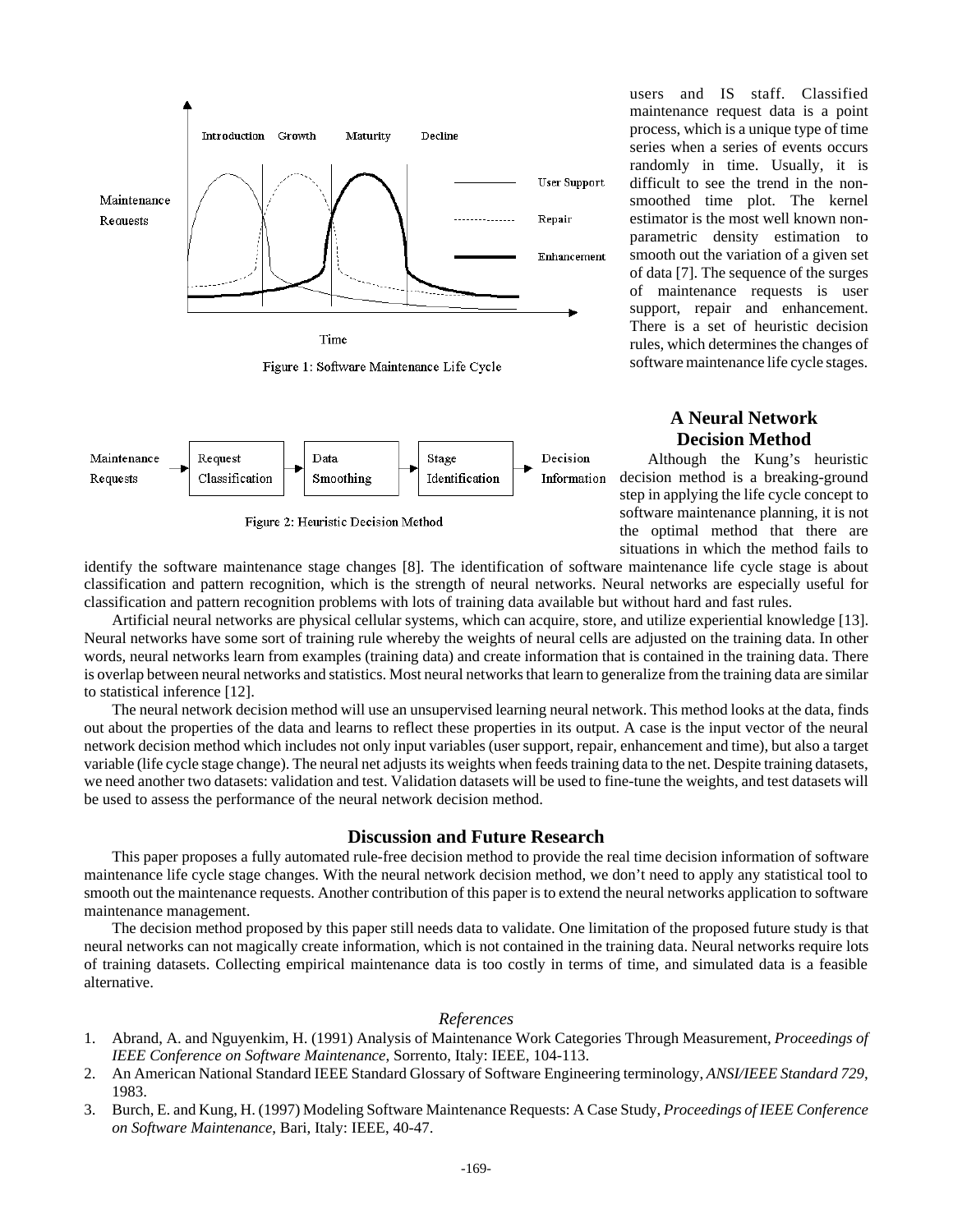Figure 1: Software Maintenance Life Cycle

Figure 2: Heuristic Decision Method

users and IS staff. Classified maintenance request data is a point process, which is a unique type of time series when a series of events occurs randomly in time. Usually, it is difficult to see the trend in the non-smoothed time plot. The kernel estimator is the most well known non-parametric density estimation to smooth out the variation of a given set of data [7]. The sequence of the surges of maintenance requests is user support, repair and enhancement. There is a set of heuristic decision rules, which determines the changes of software maintenance life cycle stages.

## A Neural Network Decision Method

Although the Kung's heuristic decision method is a breaking-ground step in applying the life cycle concept to software maintenance planning, it is not the optimal method that there are situations in which the method fails to identify the software maintenance stage changes [8]. The identification of software maintenance life cycle stage is about classification and pattern recognition, which is the strength of neural networks. Neural networks are especially useful for classification and pattern recognition problems with lots of training data available but without hard and fast rules.

Artificial neural networks are physical cellular systems, which can acquire, store, and utilize experiential knowledge [13]. Neural networks have some sort of training rule whereby the weights of neural cells are adjusted on the training data. In other words, neural networks learn from examples (training data) and create information that is contained in the training data. There is overlap between neural networks and statistics. Most neural networks that learn to generalize from the training data are similar to statistical inference [12].

The neural network decision method will use an unsupervised learning neural network. This method looks at the data, finds out about the properties of the data and learns to reflect these properties in its output. A case is the input vector of the neural network decision method which includes not only input variables (user support, repair, enhancement and time), but also a target variable (life cycle stage change). The neural net adjusts its weights when feeds training data to the net. Despite training datasets, we need another two datasets: validation and test. Validation datasets will be used to fine-tune the weights, and test datasets will be used to assess the performance of the neural network decision method.

## Discussion and Future Research

This paper proposes a fully automated rule-free decision method to provide the real time decision information of software maintenance life cycle stage changes. With the neural network decision method, we don't need to apply any statistical tool to smooth out the maintenance requests. Another contribution of this paper is to extend the neural networks application to software maintenance management.

The decision method proposed by this paper still needs data to validate. One limitation of the proposed future study is that neural networks can not magically create information, which is not contained in the training data. Neural networks require lots of training datasets. Collecting empirical maintenance data is too costly in terms of time, and simulated data is a feasible alternative.

### *References*

1. Abrand, A. and Nguyenkim, H. (1991) Analysis of Maintenance Work Categories Through Measurement, *Proceedings of IEEE Conference on Software Maintenance*, Sorrento, Italy: IEEE, 104-113.
2. An American National Standard IEEE Standard Glossary of Software Engineering terminology, *ANSI/IEEE Standard 729*, 1983.
3. Burch, E. and Kung, H. (1997) Modeling Software Maintenance Requests: A Case Study, *Proceedings of IEEE Conference on Software Maintenance*, Bari, Italy: IEEE, 40-47.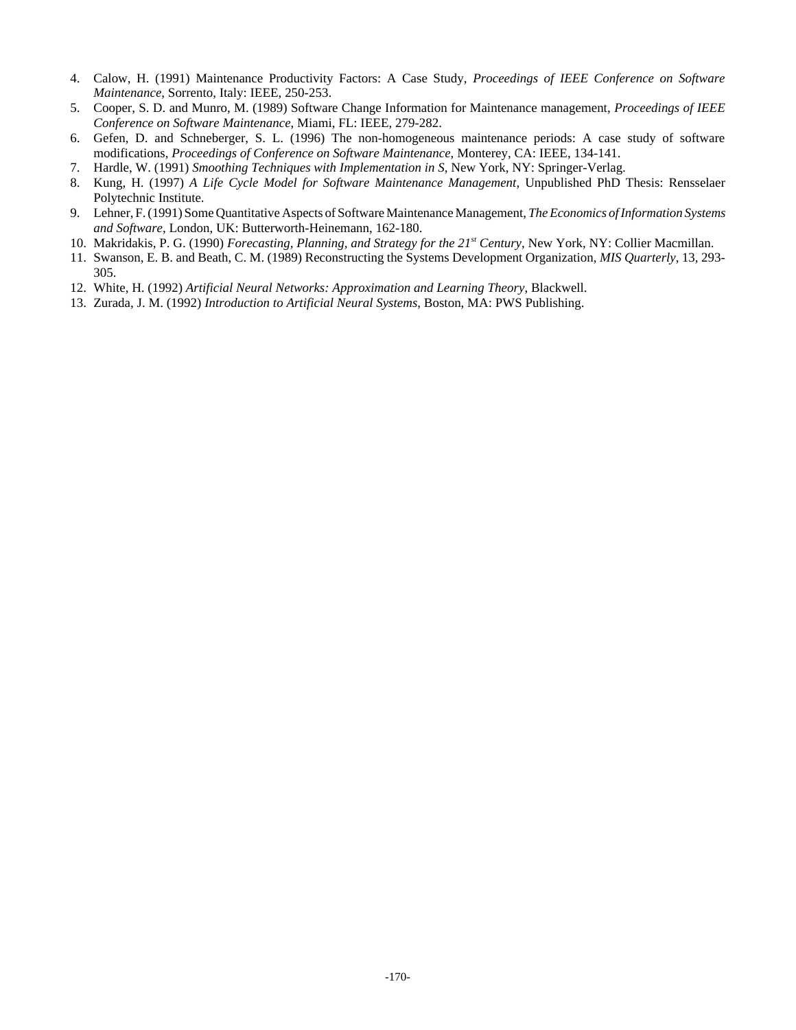4. Calow, H. (1991) Maintenance Productivity Factors: A Case Study, *Proceedings of IEEE Conference on Software Maintenance*, Sorrento, Italy: IEEE, 250-253.
5. Cooper, S. D. and Munro, M. (1989) Software Change Information for Maintenance management, *Proceedings of IEEE Conference on Software Maintenance*, Miami, FL: IEEE, 279-282.
6. Gefen, D. and Schneberger, S. L. (1996) The non-homogeneous maintenance periods: A case study of software modifications, *Proceedings of Conference on Software Maintenance*, Monterey, CA: IEEE, 134-141.
7. Hardle, W. (1991) *Smoothing Techniques with Implementation in S*, New York, NY: Springer-Verlag.
8. Kung, H. (1997) *A Life Cycle Model for Software Maintenance Management,* Unpublished PhD Thesis: Rensselaer Polytechnic Institute.
9. Lehner, F. (1991) Some Quantitative Aspects of Software Maintenance Management, *The Economics of Information Systems and Software*, London, UK: Butterworth-Heinemann, 162-180.
10. Makridakis, P. G. (1990) *Forecasting, Planning, and Strategy for the 21st Century*, New York, NY: Collier Macmillan.
11. Swanson, E. B. and Beath, C. M. (1989) Reconstructing the Systems Development Organization, *MIS Quarterly*, 13, 293-305.
12. White, H. (1992) *Artificial Neural Networks: Approximation and Learning Theory*, Blackwell.
13. Zurada, J. M. (1992) *Introduction to Artificial Neural Systems*, Boston, MA: PWS Publishing.